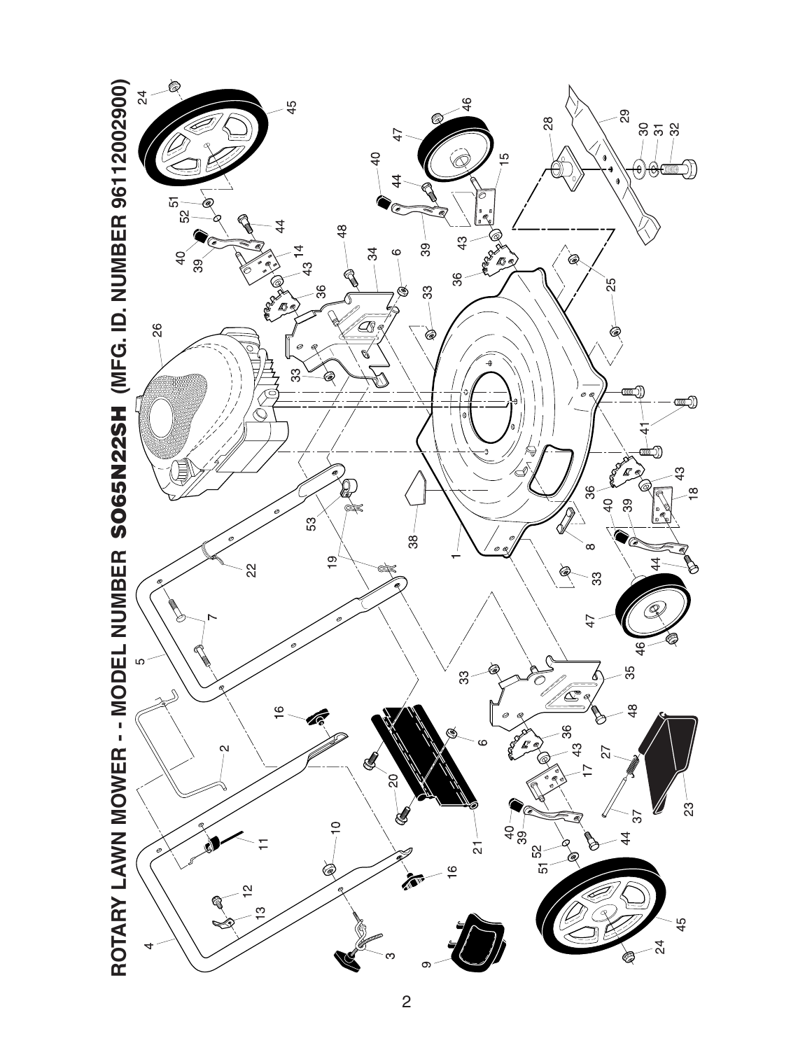# ROTARY LAWN MOWER - - MODEL NUMBER **SO65N22SH** (MFG. ID. NUMBER 96112002900)

1 2 3 4 5 6 7 8 9 10 11 12 13 14 15 16 17 18 19 20 21 22 23 24 25 26 27 28 29 30 31 32 33 34 35 36 37 38 39 40 41 43 44 45 46 47 48 51 52 53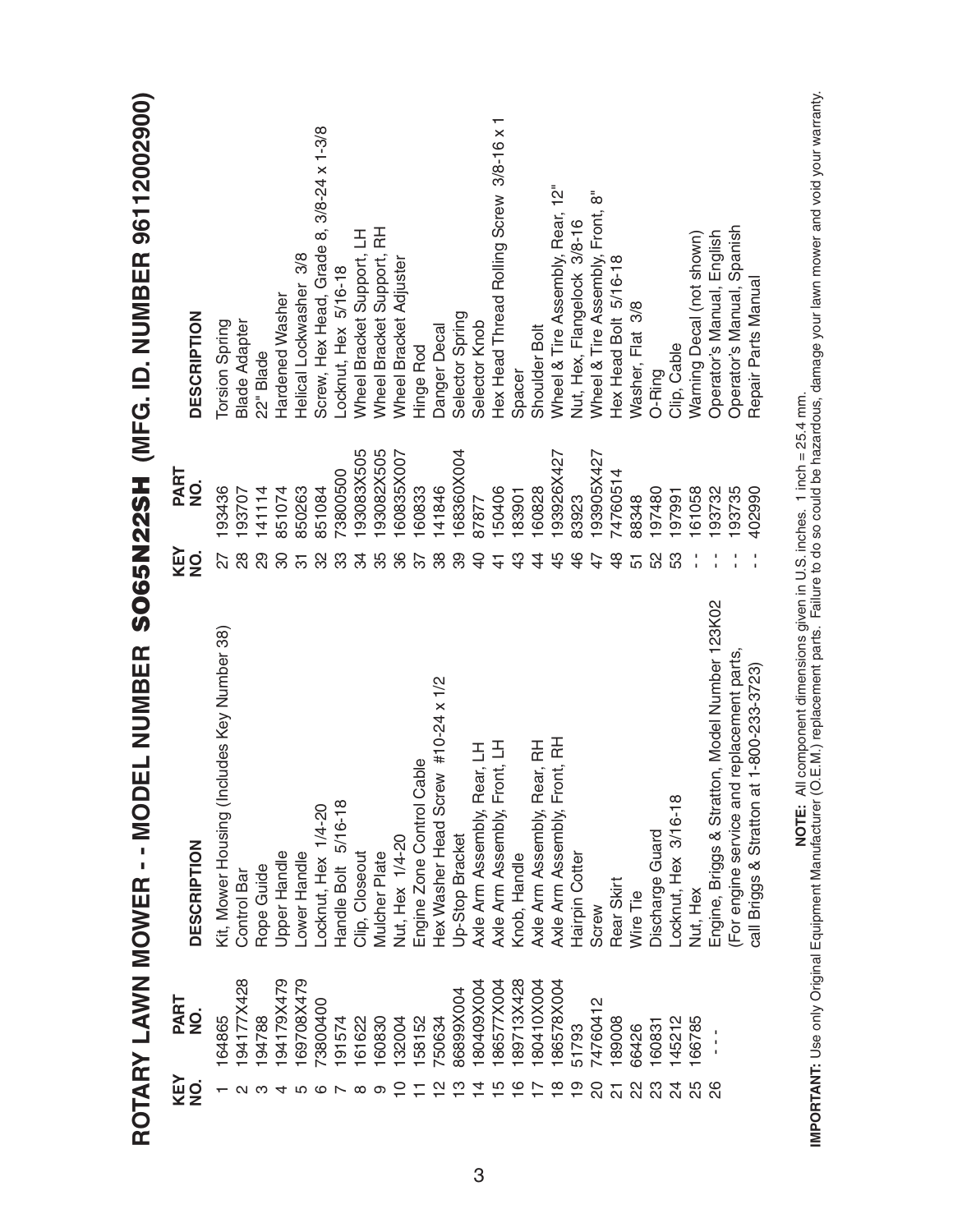# ROTARY LAWN MOWER - - MODEL NUMBER SO65N22SH (MFG. ID. NUMBER 96112002900)

| KEY NO. | PART NO. | DESCRIPTION | KEY NO. | PART NO. | DESCRIPTION |
|---|---|---|---|---|---|
| 1 | 164865 | Kit, Mower Housing (Includes Key Number 38) | 27 | 193436 | Torsion Spring |
| 2 | 194177X428 | Control Bar | 28 | 193707 | Blade Adapter |
| 3 | 194788 | Rope Guide | 29 | 141114 | 22" Blade |
| 4 | 194179X479 | Upper Handle | 30 | 851074 | Hardened Washer |
| 5 | 169708X479 | Lower Handle | 31 | 850263 | Helical Lockwasher 3/8 |
| 6 | 73800400 | Locknut, Hex 1/4-20 | 32 | 851084 | Screw, Hex Head, Grade 8, 3/8-24 x 1-3/8 |
| 7 | 191574 | Handle Bolt 5/16-18 | 33 | 73800500 | Locknut, Hex 5/16-18 |
| 8 | 161622 | Clip, Closeout | 34 | 193083X505 | Wheel Bracket Support, LH |
| 9 | 160830 | Mulcher Plate | 35 | 193082X505 | Wheel Bracket Support, RH |
| 10 | 132004 | Nut, Hex 1/4-20 | 36 | 160835X007 | Wheel Bracket Adjuster |
| 11 | 158152 | Engine Zone Control Cable | 37 | 160833 | Hinge Rod |
| 12 | 750634 | Hex Washer Head Screw #10-24 x 1/2 | 38 | 141846 | Danger Decal |
| 13 | 86899X004 | Up-Stop Bracket | 39 | 168360X004 | Selector Spring |
| 14 | 180409X004 | Axle Arm Assembly, Rear, LH | 40 | 87877 | Selector Knob |
| 15 | 186577X004 | Axle Arm Assembly, Front, LH | 41 | 150406 | Hex Head Thread Rolling Screw 3/8-16 x 1 |
| 16 | 189713X428 | Knob, Handle | 43 | 183901 | Spacer |
| 17 | 180410X004 | Axle Arm Assembly, Rear, RH | 44 | 160828 | Shoulder Bolt |
| 18 | 186578X004 | Axle Arm Assembly, Front, RH | 45 | 193926X427 | Wheel & Tire Assembly, Rear, 12" |
| 19 | 51793 | Hairpin Cotter | 46 | 83923 | Nut, Hex, Flangelock 3/8-16 |
| 20 | 74760412 | Screw | 47 | 193905X427 | Wheel & Tire Assembly, Front, 8" |
| 21 | 189008 | Rear Skirt | 48 | 74760514 | Hex Head Bolt 5/16-18 |
| 22 | 66426 | Wire Tie | 51 | 88348 | Washer, Flat 3/8 |
| 23 | 160831 | Discharge Guard | 52 | 197480 | O-Ring |
| 24 | 145212 | Locknut, Hex 3/16-18 | 53 | 197991 | Clip, Cable |
| 25 | 166785 | Nut, Hex | - - | 161058 | Warning Decal (not shown) |
| 26 | - - - | Engine, Briggs & Stratton, Model Number 123K02 (For engine service and replacement parts, call Briggs & Stratton at 1-800-233-3723) | - - | 193732 | Operator's Manual, English |
| | | | - - | 193735 | Operator's Manual, Spanish |
| | | | - - | 402990 | Repair Parts Manual |

**NOTE:** All component dimensions given in U.S. inches. 1 inch = 25.4 mm.

**IMPORTANT:** Use only Original Equipment Manufacturer (O.E.M.) replacement parts. Failure to do so could be hazardous, damage your lawn mower and void your warranty.